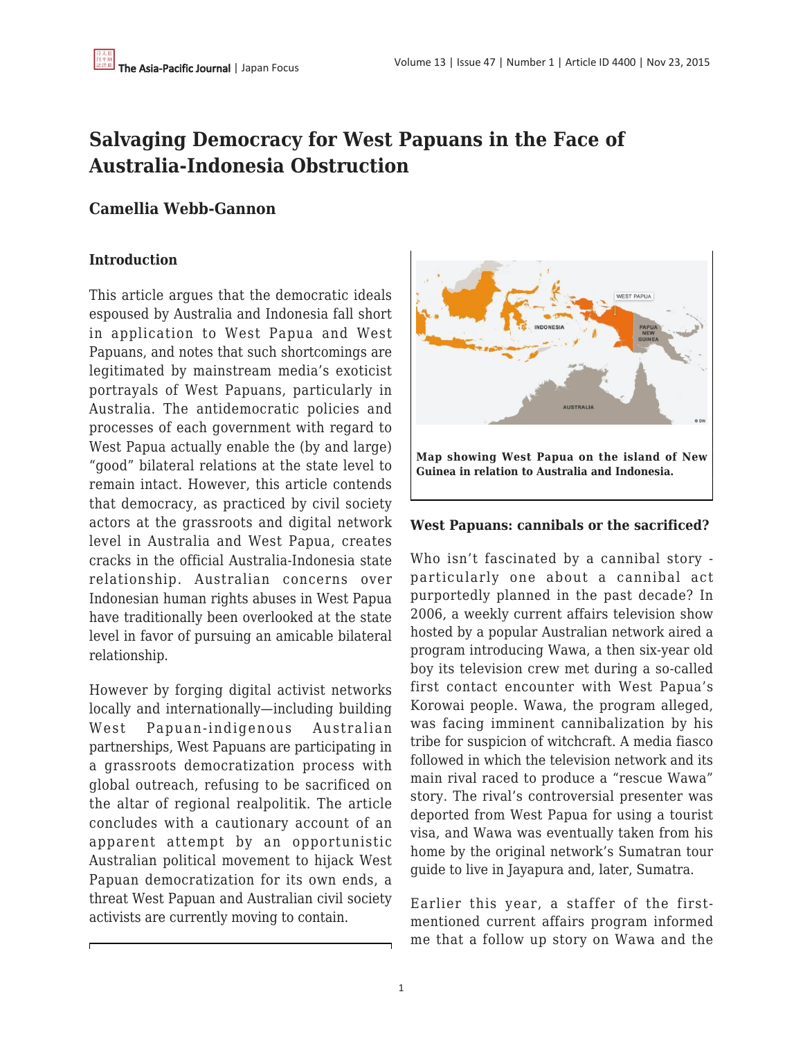# Salvaging Democracy for West Papuans in the Face of Australia-Indonesia Obstruction

## Camellia Webb-Gannon

### Introduction

This article argues that the democratic ideals espoused by Australia and Indonesia fall short in application to West Papua and West Papuans, and notes that such shortcomings are legitimated by mainstream media's exoticist portrayals of West Papuans, particularly in Australia. The antidemocratic policies and processes of each government with regard to West Papua actually enable the (by and large) "good" bilateral relations at the state level to remain intact. However, this article contends that democracy, as practiced by civil society actors at the grassroots and digital network level in Australia and West Papua, creates cracks in the official Australia-Indonesia state relationship. Australian concerns over Indonesian human rights abuses in West Papua have traditionally been overlooked at the state level in favor of pursuing an amicable bilateral relationship.

However by forging digital activist networks locally and internationally—including building West Papuan-indigenous Australian partnerships, West Papuans are participating in a grassroots democratization process with global outreach, refusing to be sacrificed on the altar of regional realpolitik. The article concludes with a cautionary account of an apparent attempt by an opportunistic Australian political movement to hijack West Papuan democratization for its own ends, a threat West Papuan and Australian civil society activists are currently moving to contain.

**Map showing West Papua on the island of New Guinea in relation to Australia and Indonesia.**

### West Papuans: cannibals or the sacrificed?

Who isn't fascinated by a cannibal story - particularly one about a cannibal act purportedly planned in the past decade? In 2006, a weekly current affairs television show hosted by a popular Australian network aired a program introducing Wawa, a then six-year old boy its television crew met during a so-called first contact encounter with West Papua's Korowai people. Wawa, the program alleged, was facing imminent cannibalization by his tribe for suspicion of witchcraft. A media fiasco followed in which the television network and its main rival raced to produce a "rescue Wawa" story. The rival's controversial presenter was deported from West Papua for using a tourist visa, and Wawa was eventually taken from his home by the original network's Sumatran tour guide to live in Jayapura and, later, Sumatra.

Earlier this year, a staffer of the first-mentioned current affairs program informed me that a follow up story on Wawa and the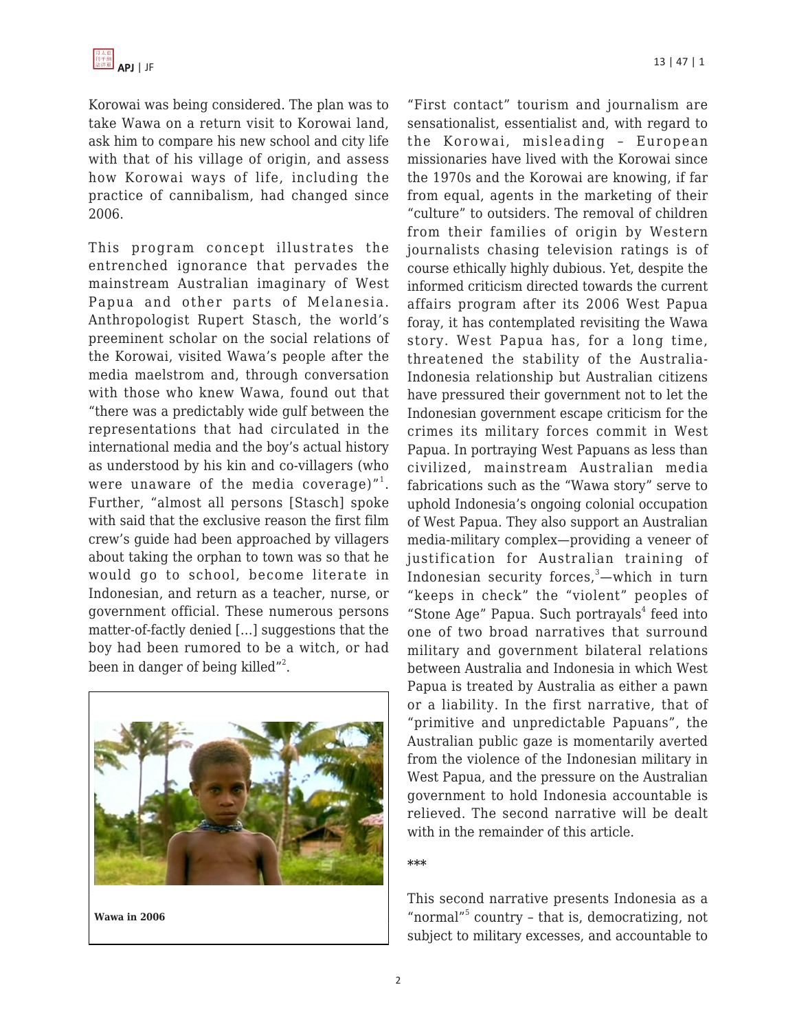Korowai was being considered. The plan was to take Wawa on a return visit to Korowai land, ask him to compare his new school and city life with that of his village of origin, and assess how Korowai ways of life, including the practice of cannibalism, had changed since 2006.

This program concept illustrates the entrenched ignorance that pervades the mainstream Australian imaginary of West Papua and other parts of Melanesia. Anthropologist Rupert Stasch, the world's preeminent scholar on the social relations of the Korowai, visited Wawa's people after the media maelstrom and, through conversation with those who knew Wawa, found out that "there was a predictably wide gulf between the representations that had circulated in the international media and the boy's actual history as understood by his kin and co-villagers (who were unaware of the media coverage)"[1]. Further, "almost all persons [Stasch] spoke with said that the exclusive reason the first film crew's guide had been approached by villagers about taking the orphan to town was so that he would go to school, become literate in Indonesian, and return as a teacher, nurse, or government official. These numerous persons matter-of-factly denied [...] suggestions that the boy had been rumored to be a witch, or had been in danger of being killed"[2].

**Wawa in 2006**

"First contact" tourism and journalism are sensationalist, essentialist and, with regard to the Korowai, misleading – European missionaries have lived with the Korowai since the 1970s and the Korowai are knowing, if far from equal, agents in the marketing of their "culture" to outsiders. The removal of children from their families of origin by Western journalists chasing television ratings is of course ethically highly dubious. Yet, despite the informed criticism directed towards the current affairs program after its 2006 West Papua foray, it has contemplated revisiting the Wawa story. West Papua has, for a long time, threatened the stability of the Australia-Indonesia relationship but Australian citizens have pressured their government not to let the Indonesian government escape criticism for the crimes its military forces commit in West Papua. In portraying West Papuans as less than civilized, mainstream Australian media fabrications such as the "Wawa story" serve to uphold Indonesia's ongoing colonial occupation of West Papua. They also support an Australian media-military complex—providing a veneer of justification for Australian training of Indonesian security forces,[3]—which in turn "keeps in check" the "violent" peoples of "Stone Age" Papua. Such portrayals[4] feed into one of two broad narratives that surround military and government bilateral relations between Australia and Indonesia in which West Papua is treated by Australia as either a pawn or a liability. In the first narrative, that of "primitive and unpredictable Papuans", the Australian public gaze is momentarily averted from the violence of the Indonesian military in West Papua, and the pressure on the Australian government to hold Indonesia accountable is relieved. The second narrative will be dealt with in the remainder of this article.

***

This second narrative presents Indonesia as a "normal"[5] country – that is, democratizing, not subject to military excesses, and accountable to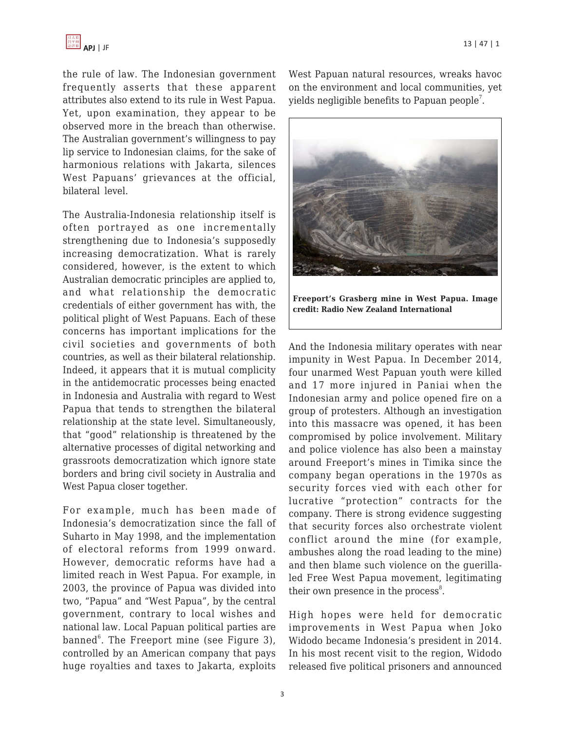the rule of law. The Indonesian government frequently asserts that these apparent attributes also extend to its rule in West Papua. Yet, upon examination, they appear to be observed more in the breach than otherwise. The Australian government's willingness to pay lip service to Indonesian claims, for the sake of harmonious relations with Jakarta, silences West Papuans' grievances at the official, bilateral level.

The Australia-Indonesia relationship itself is often portrayed as one incrementally strengthening due to Indonesia's supposedly increasing democratization. What is rarely considered, however, is the extent to which Australian democratic principles are applied to, and what relationship the democratic credentials of either government has with, the political plight of West Papuans. Each of these concerns has important implications for the civil societies and governments of both countries, as well as their bilateral relationship. Indeed, it appears that it is mutual complicity in the antidemocratic processes being enacted in Indonesia and Australia with regard to West Papua that tends to strengthen the bilateral relationship at the state level. Simultaneously, that "good" relationship is threatened by the alternative processes of digital networking and grassroots democratization which ignore state borders and bring civil society in Australia and West Papua closer together.

For example, much has been made of Indonesia's democratization since the fall of Suharto in May 1998, and the implementation of electoral reforms from 1999 onward. However, democratic reforms have had a limited reach in West Papua. For example, in 2003, the province of Papua was divided into two, "Papua" and "West Papua", by the central government, contrary to local wishes and national law. Local Papuan political parties are banned[6]. The Freeport mine (see Figure 3), controlled by an American company that pays huge royalties and taxes to Jakarta, exploits West Papuan natural resources, wreaks havoc on the environment and local communities, yet yields negligible benefits to Papuan people[7].

**Freeport's Grasberg mine in West Papua. Image credit: Radio New Zealand International**

And the Indonesia military operates with near impunity in West Papua. In December 2014, four unarmed West Papuan youth were killed and 17 more injured in Paniai when the Indonesian army and police opened fire on a group of protesters. Although an investigation into this massacre was opened, it has been compromised by police involvement. Military and police violence has also been a mainstay around Freeport's mines in Timika since the company began operations in the 1970s as security forces vied with each other for lucrative "protection" contracts for the company. There is strong evidence suggesting that security forces also orchestrate violent conflict around the mine (for example, ambushes along the road leading to the mine) and then blame such violence on the guerilla-led Free West Papua movement, legitimating their own presence in the process[8].

High hopes were held for democratic improvements in West Papua when Joko Widodo became Indonesia's president in 2014. In his most recent visit to the region, Widodo released five political prisoners and announced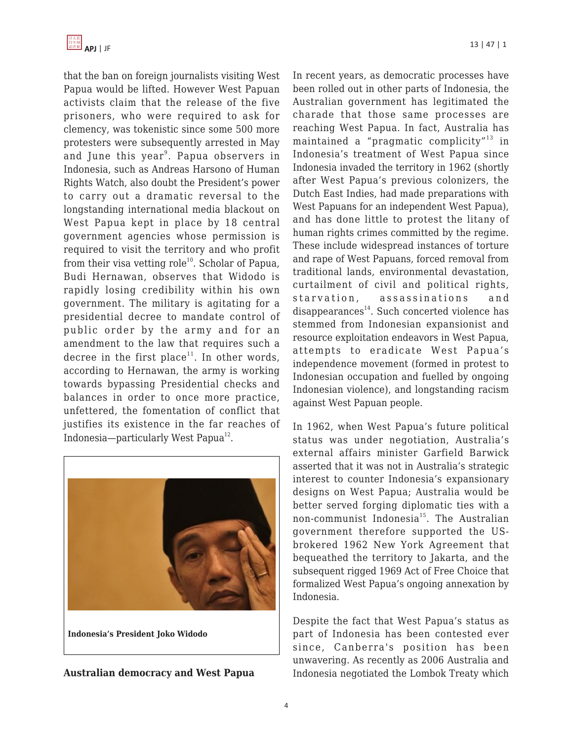that the ban on foreign journalists visiting West Papua would be lifted. However West Papuan activists claim that the release of the five prisoners, who were required to ask for clemency, was tokenistic since some 500 more protesters were subsequently arrested in May and June this year[9]. Papua observers in Indonesia, such as Andreas Harsono of Human Rights Watch, also doubt the President's power to carry out a dramatic reversal to the longstanding international media blackout on West Papua kept in place by 18 central government agencies whose permission is required to visit the territory and who profit from their visa vetting role[10]. Scholar of Papua, Budi Hernawan, observes that Widodo is rapidly losing credibility within his own government. The military is agitating for a presidential decree to mandate control of public order by the army and for an amendment to the law that requires such a decree in the first place[11]. In other words, according to Hernawan, the army is working towards bypassing Presidential checks and balances in order to once more practice, unfettered, the fomentation of conflict that justifies its existence in the far reaches of Indonesia—particularly West Papua[12].

**Indonesia's President Joko Widodo**

## Australian democracy and West Papua

In recent years, as democratic processes have been rolled out in other parts of Indonesia, the Australian government has legitimated the charade that those same processes are reaching West Papua. In fact, Australia has maintained a "pragmatic complicity"[13] in Indonesia's treatment of West Papua since Indonesia invaded the territory in 1962 (shortly after West Papua's previous colonizers, the Dutch East Indies, had made preparations with West Papuans for an independent West Papua), and has done little to protest the litany of human rights crimes committed by the regime. These include widespread instances of torture and rape of West Papuans, forced removal from traditional lands, environmental devastation, curtailment of civil and political rights, starvation, assassinations and disappearances[14]. Such concerted violence has stemmed from Indonesian expansionist and resource exploitation endeavors in West Papua, attempts to eradicate West Papua's independence movement (formed in protest to Indonesian occupation and fuelled by ongoing Indonesian violence), and longstanding racism against West Papuan people.

In 1962, when West Papua's future political status was under negotiation, Australia's external affairs minister Garfield Barwick asserted that it was not in Australia's strategic interest to counter Indonesia's expansionary designs on West Papua; Australia would be better served forging diplomatic ties with a non-communist Indonesia[15]. The Australian government therefore supported the US-brokered 1962 New York Agreement that bequeathed the territory to Jakarta, and the subsequent rigged 1969 Act of Free Choice that formalized West Papua's ongoing annexation by Indonesia.

Despite the fact that West Papua's status as part of Indonesia has been contested ever since, Canberra's position has been unwavering. As recently as 2006 Australia and Indonesia negotiated the Lombok Treaty which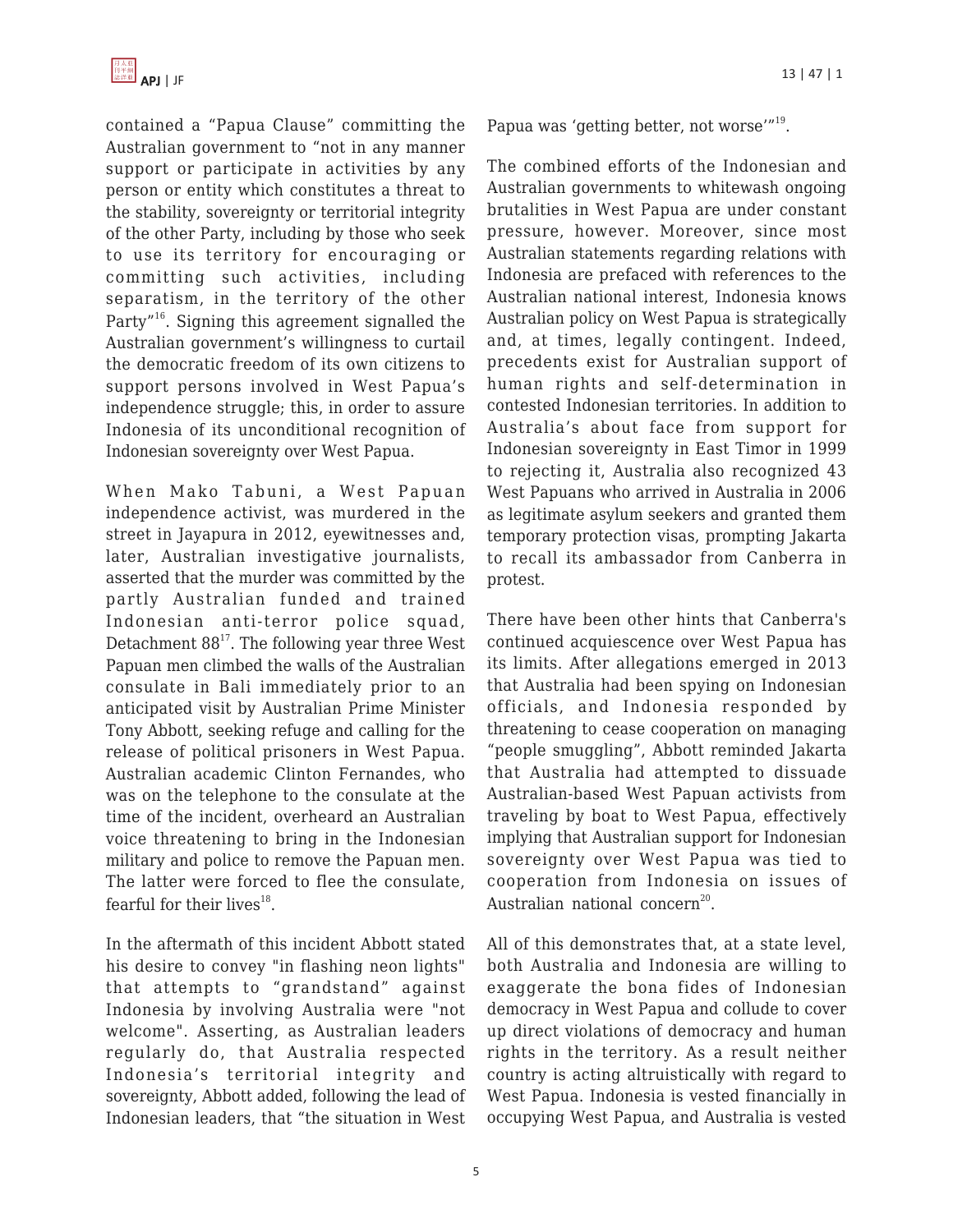contained a "Papua Clause" committing the Australian government to "not in any manner support or participate in activities by any person or entity which constitutes a threat to the stability, sovereignty or territorial integrity of the other Party, including by those who seek to use its territory for encouraging or committing such activities, including separatism, in the territory of the other Party"[16]. Signing this agreement signalled the Australian government's willingness to curtail the democratic freedom of its own citizens to support persons involved in West Papua's independence struggle; this, in order to assure Indonesia of its unconditional recognition of Indonesian sovereignty over West Papua.

When Mako Tabuni, a West Papuan independence activist, was murdered in the street in Jayapura in 2012, eyewitnesses and, later, Australian investigative journalists, asserted that the murder was committed by the partly Australian funded and trained Indonesian anti-terror police squad, Detachment 88[17]. The following year three West Papuan men climbed the walls of the Australian consulate in Bali immediately prior to an anticipated visit by Australian Prime Minister Tony Abbott, seeking refuge and calling for the release of political prisoners in West Papua. Australian academic Clinton Fernandes, who was on the telephone to the consulate at the time of the incident, overheard an Australian voice threatening to bring in the Indonesian military and police to remove the Papuan men. The latter were forced to flee the consulate, fearful for their lives[18].

In the aftermath of this incident Abbott stated his desire to convey "in flashing neon lights" that attempts to "grandstand" against Indonesia by involving Australia were "not welcome". Asserting, as Australian leaders regularly do, that Australia respected Indonesia's territorial integrity and sovereignty, Abbott added, following the lead of Indonesian leaders, that "the situation in West Papua was 'getting better, not worse'"[19].

The combined efforts of the Indonesian and Australian governments to whitewash ongoing brutalities in West Papua are under constant pressure, however. Moreover, since most Australian statements regarding relations with Indonesia are prefaced with references to the Australian national interest, Indonesia knows Australian policy on West Papua is strategically and, at times, legally contingent. Indeed, precedents exist for Australian support of human rights and self-determination in contested Indonesian territories. In addition to Australia's about face from support for Indonesian sovereignty in East Timor in 1999 to rejecting it, Australia also recognized 43 West Papuans who arrived in Australia in 2006 as legitimate asylum seekers and granted them temporary protection visas, prompting Jakarta to recall its ambassador from Canberra in protest.

There have been other hints that Canberra's continued acquiescence over West Papua has its limits. After allegations emerged in 2013 that Australia had been spying on Indonesian officials, and Indonesia responded by threatening to cease cooperation on managing "people smuggling", Abbott reminded Jakarta that Australia had attempted to dissuade Australian-based West Papuan activists from traveling by boat to West Papua, effectively implying that Australian support for Indonesian sovereignty over West Papua was tied to cooperation from Indonesia on issues of Australian national concern[20].

All of this demonstrates that, at a state level, both Australia and Indonesia are willing to exaggerate the bona fides of Indonesian democracy in West Papua and collude to cover up direct violations of democracy and human rights in the territory. As a result neither country is acting altruistically with regard to West Papua. Indonesia is vested financially in occupying West Papua, and Australia is vested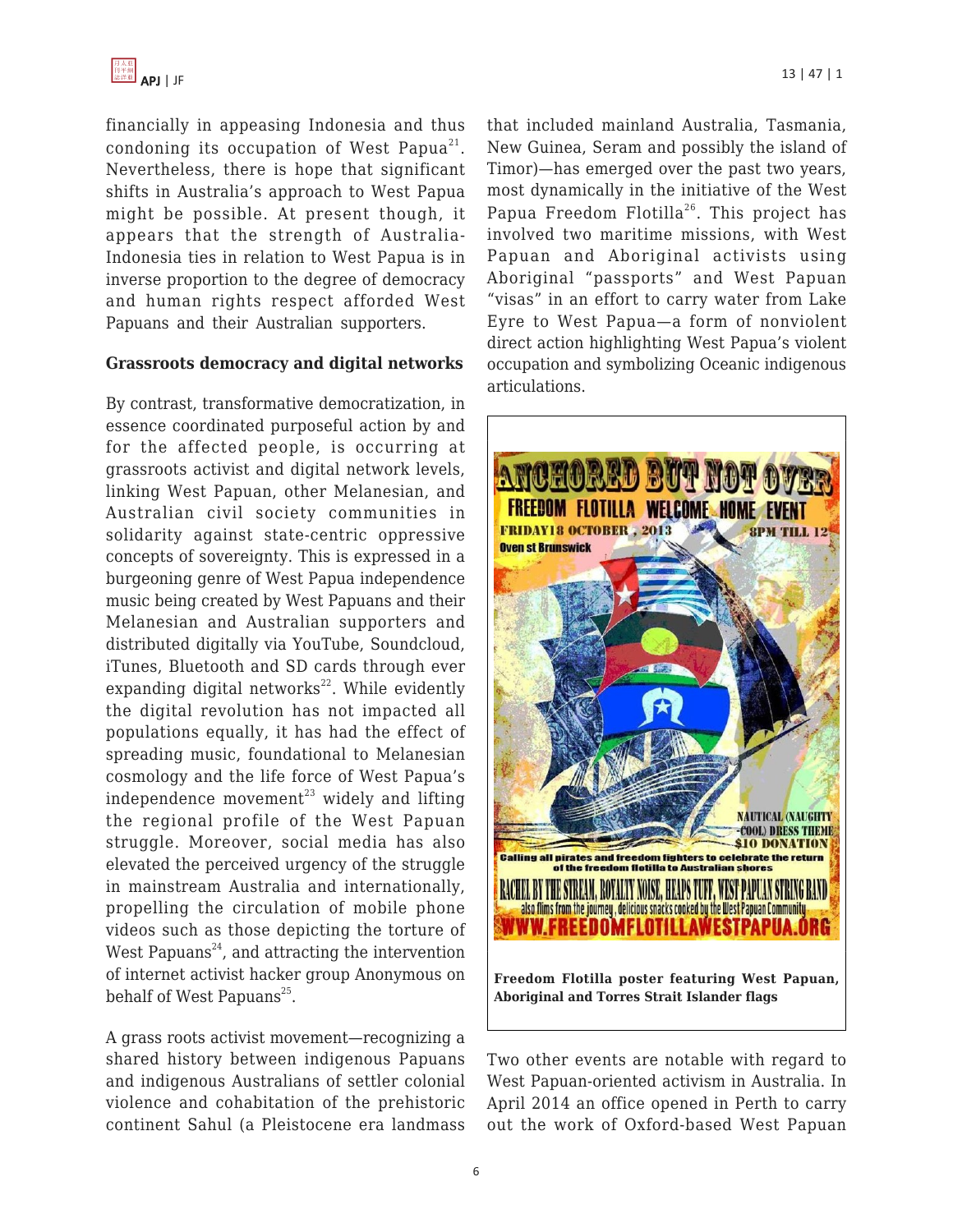financially in appeasing Indonesia and thus condoning its occupation of West Papua[21]. Nevertheless, there is hope that significant shifts in Australia's approach to West Papua might be possible. At present though, it appears that the strength of Australia-Indonesia ties in relation to West Papua is in inverse proportion to the degree of democracy and human rights respect afforded West Papuans and their Australian supporters.

**Grassroots democracy and digital networks**

By contrast, transformative democratization, in essence coordinated purposeful action by and for the affected people, is occurring at grassroots activist and digital network levels, linking West Papuan, other Melanesian, and Australian civil society communities in solidarity against state-centric oppressive concepts of sovereignty. This is expressed in a burgeoning genre of West Papua independence music being created by West Papuans and their Melanesian and Australian supporters and distributed digitally via YouTube, Soundcloud, iTunes, Bluetooth and SD cards through ever expanding digital networks[22]. While evidently the digital revolution has not impacted all populations equally, it has had the effect of spreading music, foundational to Melanesian cosmology and the life force of West Papua's independence movement[23] widely and lifting the regional profile of the West Papuan struggle. Moreover, social media has also elevated the perceived urgency of the struggle in mainstream Australia and internationally, propelling the circulation of mobile phone videos such as those depicting the torture of West Papuans[24], and attracting the intervention of internet activist hacker group Anonymous on behalf of West Papuans[25].

A grass roots activist movement—recognizing a shared history between indigenous Papuans and indigenous Australians of settler colonial violence and cohabitation of the prehistoric continent Sahul (a Pleistocene era landmass that included mainland Australia, Tasmania, New Guinea, Seram and possibly the island of Timor)—has emerged over the past two years, most dynamically in the initiative of the West Papua Freedom Flotilla[26]. This project has involved two maritime missions, with West Papuan and Aboriginal activists using Aboriginal "passports" and West Papuan "visas" in an effort to carry water from Lake Eyre to West Papua—a form of nonviolent direct action highlighting West Papua's violent occupation and symbolizing Oceanic indigenous articulations.

**Freedom Flotilla poster featuring West Papuan, Aboriginal and Torres Strait Islander flags**

Two other events are notable with regard to West Papuan-oriented activism in Australia. In April 2014 an office opened in Perth to carry out the work of Oxford-based West Papuan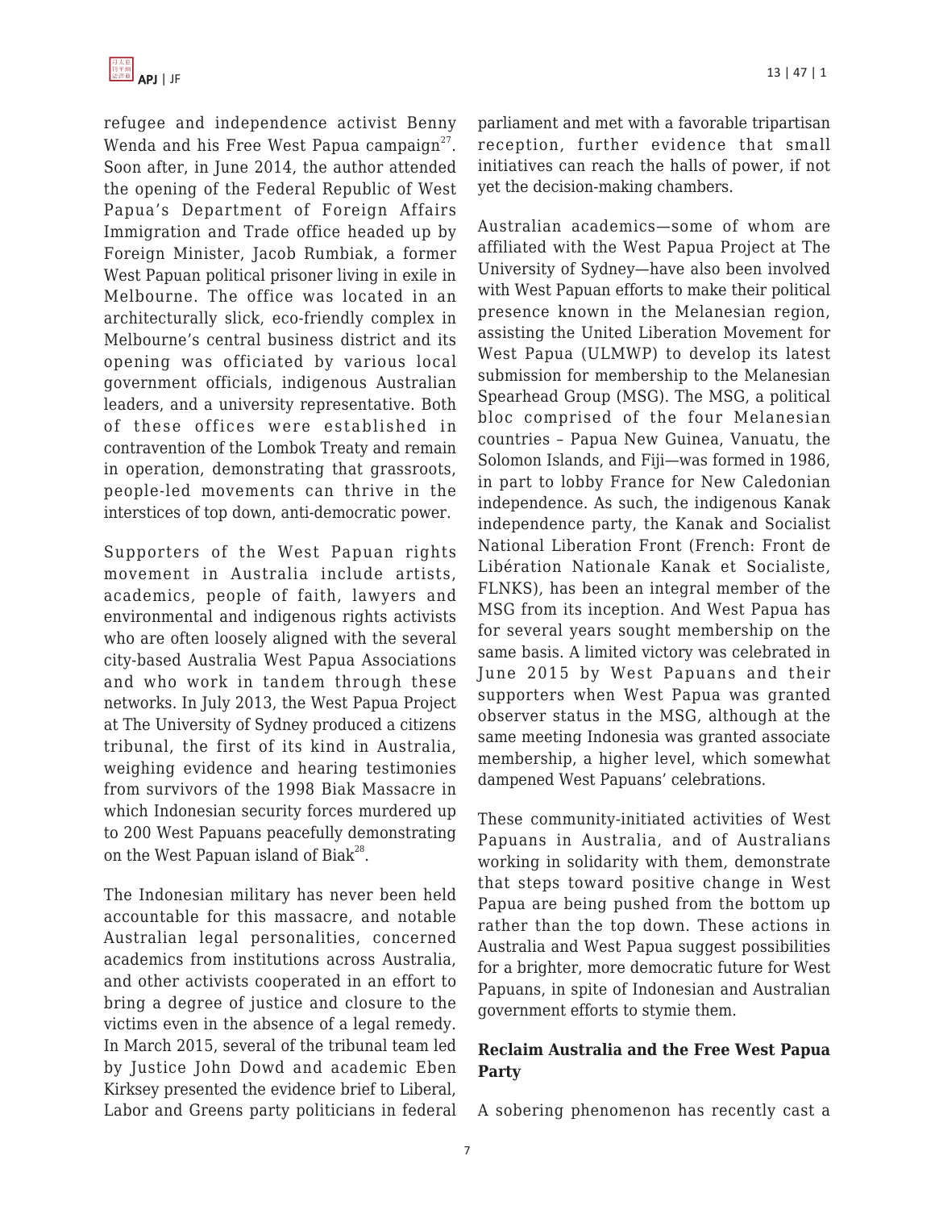refugee and independence activist Benny Wenda and his Free West Papua campaign[27]. Soon after, in June 2014, the author attended the opening of the Federal Republic of West Papua's Department of Foreign Affairs Immigration and Trade office headed up by Foreign Minister, Jacob Rumbiak, a former West Papuan political prisoner living in exile in Melbourne. The office was located in an architecturally slick, eco-friendly complex in Melbourne's central business district and its opening was officiated by various local government officials, indigenous Australian leaders, and a university representative. Both of these offices were established in contravention of the Lombok Treaty and remain in operation, demonstrating that grassroots, people-led movements can thrive in the interstices of top down, anti-democratic power.

Supporters of the West Papuan rights movement in Australia include artists, academics, people of faith, lawyers and environmental and indigenous rights activists who are often loosely aligned with the several city-based Australia West Papua Associations and who work in tandem through these networks. In July 2013, the West Papua Project at The University of Sydney produced a citizens tribunal, the first of its kind in Australia, weighing evidence and hearing testimonies from survivors of the 1998 Biak Massacre in which Indonesian security forces murdered up to 200 West Papuans peacefully demonstrating on the West Papuan island of Biak[28].

The Indonesian military has never been held accountable for this massacre, and notable Australian legal personalities, concerned academics from institutions across Australia, and other activists cooperated in an effort to bring a degree of justice and closure to the victims even in the absence of a legal remedy. In March 2015, several of the tribunal team led by Justice John Dowd and academic Eben Kirksey presented the evidence brief to Liberal, Labor and Greens party politicians in federal parliament and met with a favorable tripartisan reception, further evidence that small initiatives can reach the halls of power, if not yet the decision-making chambers.

Australian academics—some of whom are affiliated with the West Papua Project at The University of Sydney—have also been involved with West Papuan efforts to make their political presence known in the Melanesian region, assisting the United Liberation Movement for West Papua (ULMWP) to develop its latest submission for membership to the Melanesian Spearhead Group (MSG). The MSG, a political bloc comprised of the four Melanesian countries – Papua New Guinea, Vanuatu, the Solomon Islands, and Fiji—was formed in 1986, in part to lobby France for New Caledonian independence. As such, the indigenous Kanak independence party, the Kanak and Socialist National Liberation Front (French: Front de Libération Nationale Kanak et Socialiste, FLNKS), has been an integral member of the MSG from its inception. And West Papua has for several years sought membership on the same basis. A limited victory was celebrated in June 2015 by West Papuans and their supporters when West Papua was granted observer status in the MSG, although at the same meeting Indonesia was granted associate membership, a higher level, which somewhat dampened West Papuans' celebrations.

These community-initiated activities of West Papuans in Australia, and of Australians working in solidarity with them, demonstrate that steps toward positive change in West Papua are being pushed from the bottom up rather than the top down. These actions in Australia and West Papua suggest possibilities for a brighter, more democratic future for West Papuans, in spite of Indonesian and Australian government efforts to stymie them.

### Reclaim Australia and the Free West Papua Party

A sobering phenomenon has recently cast a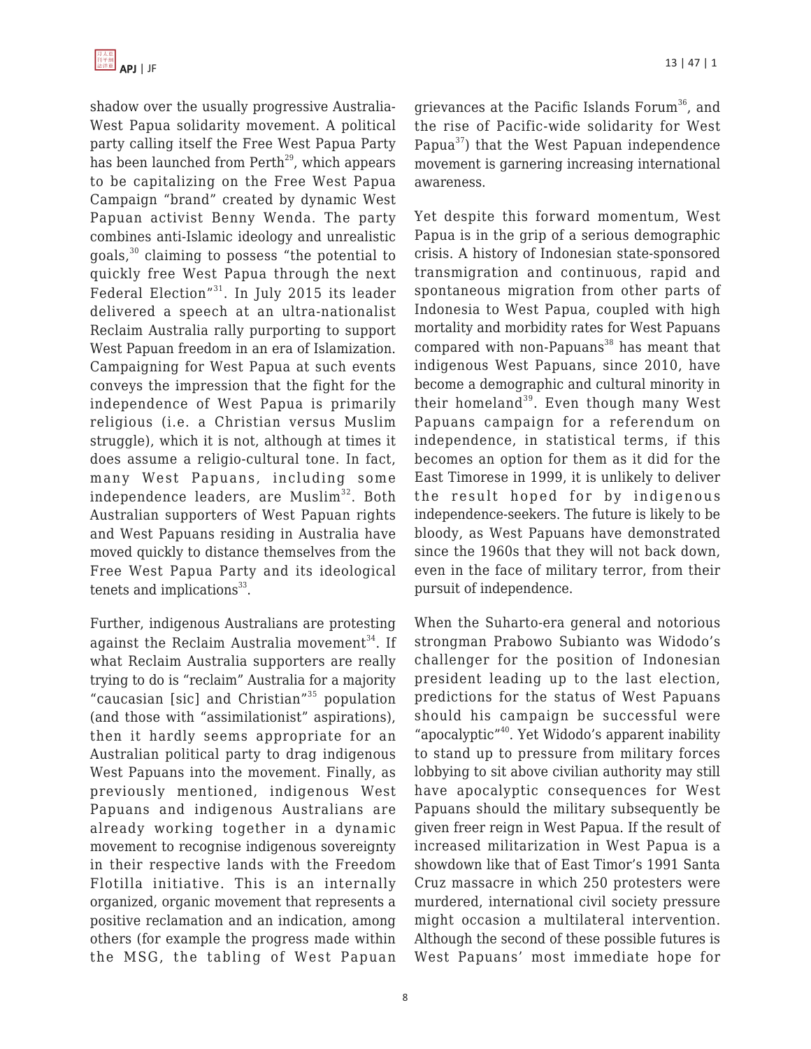shadow over the usually progressive Australia-West Papua solidarity movement. A political party calling itself the Free West Papua Party has been launched from Perth[29], which appears to be capitalizing on the Free West Papua Campaign "brand" created by dynamic West Papuan activist Benny Wenda. The party combines anti-Islamic ideology and unrealistic goals,[30] claiming to possess "the potential to quickly free West Papua through the next Federal Election"[31]. In July 2015 its leader delivered a speech at an ultra-nationalist Reclaim Australia rally purporting to support West Papuan freedom in an era of Islamization. Campaigning for West Papua at such events conveys the impression that the fight for the independence of West Papua is primarily religious (i.e. a Christian versus Muslim struggle), which it is not, although at times it does assume a religio-cultural tone. In fact, many West Papuans, including some independence leaders, are Muslim[32]. Both Australian supporters of West Papuan rights and West Papuans residing in Australia have moved quickly to distance themselves from the Free West Papua Party and its ideological tenets and implications[33].

Further, indigenous Australians are protesting against the Reclaim Australia movement[34]. If what Reclaim Australia supporters are really trying to do is "reclaim" Australia for a majority "caucasian [sic] and Christian"[35] population (and those with "assimilationist" aspirations), then it hardly seems appropriate for an Australian political party to drag indigenous West Papuans into the movement. Finally, as previously mentioned, indigenous West Papuans and indigenous Australians are already working together in a dynamic movement to recognise indigenous sovereignty in their respective lands with the Freedom Flotilla initiative. This is an internally organized, organic movement that represents a positive reclamation and an indication, among others (for example the progress made within the MSG, the tabling of West Papuan grievances at the Pacific Islands Forum[36], and the rise of Pacific-wide solidarity for West Papua[37]) that the West Papuan independence movement is garnering increasing international awareness.

Yet despite this forward momentum, West Papua is in the grip of a serious demographic crisis. A history of Indonesian state-sponsored transmigration and continuous, rapid and spontaneous migration from other parts of Indonesia to West Papua, coupled with high mortality and morbidity rates for West Papuans compared with non-Papuans[38] has meant that indigenous West Papuans, since 2010, have become a demographic and cultural minority in their homeland[39]. Even though many West Papuans campaign for a referendum on independence, in statistical terms, if this becomes an option for them as it did for the East Timorese in 1999, it is unlikely to deliver the result hoped for by indigenous independence-seekers. The future is likely to be bloody, as West Papuans have demonstrated since the 1960s that they will not back down, even in the face of military terror, from their pursuit of independence.

When the Suharto-era general and notorious strongman Prabowo Subianto was Widodo's challenger for the position of Indonesian president leading up to the last election, predictions for the status of West Papuans should his campaign be successful were "apocalyptic"[40]. Yet Widodo's apparent inability to stand up to pressure from military forces lobbying to sit above civilian authority may still have apocalyptic consequences for West Papuans should the military subsequently be given freer reign in West Papua. If the result of increased militarization in West Papua is a showdown like that of East Timor's 1991 Santa Cruz massacre in which 250 protesters were murdered, international civil society pressure might occasion a multilateral intervention. Although the second of these possible futures is West Papuans' most immediate hope for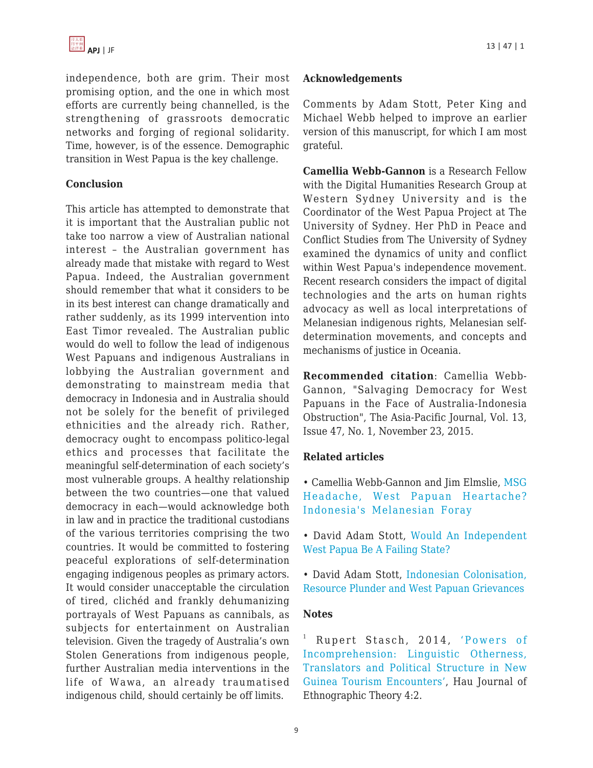independence, both are grim. Their most promising option, and the one in which most efforts are currently being channelled, is the strengthening of grassroots democratic networks and forging of regional solidarity. Time, however, is of the essence. Demographic transition in West Papua is the key challenge.

## Conclusion

This article has attempted to demonstrate that it is important that the Australian public not take too narrow a view of Australian national interest – the Australian government has already made that mistake with regard to West Papua. Indeed, the Australian government should remember that what it considers to be in its best interest can change dramatically and rather suddenly, as its 1999 intervention into East Timor revealed. The Australian public would do well to follow the lead of indigenous West Papuans and indigenous Australians in lobbying the Australian government and demonstrating to mainstream media that democracy in Indonesia and in Australia should not be solely for the benefit of privileged ethnicities and the already rich. Rather, democracy ought to encompass politico-legal ethics and processes that facilitate the meaningful self-determination of each society's most vulnerable groups. A healthy relationship between the two countries—one that valued democracy in each—would acknowledge both in law and in practice the traditional custodians of the various territories comprising the two countries. It would be committed to fostering peaceful explorations of self-determination engaging indigenous peoples as primary actors. It would consider unacceptable the circulation of tired, clichéd and frankly dehumanizing portrayals of West Papuans as cannibals, as subjects for entertainment on Australian television. Given the tragedy of Australia's own Stolen Generations from indigenous people, further Australian media interventions in the life of Wawa, an already traumatised indigenous child, should certainly be off limits.

## Acknowledgements

Comments by Adam Stott, Peter King and Michael Webb helped to improve an earlier version of this manuscript, for which I am most grateful.

**Camellia Webb-Gannon** is a Research Fellow with the Digital Humanities Research Group at Western Sydney University and is the Coordinator of the West Papua Project at The University of Sydney. Her PhD in Peace and Conflict Studies from The University of Sydney examined the dynamics of unity and conflict within West Papua's independence movement. Recent research considers the impact of digital technologies and the arts on human rights advocacy as well as local interpretations of Melanesian indigenous rights, Melanesian self-determination movements, and concepts and mechanisms of justice in Oceania.

**Recommended citation**: Camellia Webb-Gannon, "Salvaging Democracy for West Papuans in the Face of Australia-Indonesia Obstruction", The Asia-Pacific Journal, Vol. 13, Issue 47, No. 1, November 23, 2015.

## Related articles

- Camellia Webb-Gannon and Jim Elmslie, MSG Headache, West Papuan Heartache? Indonesia's Melanesian Foray
- David Adam Stott, Would An Independent West Papua Be A Failing State?
- David Adam Stott, Indonesian Colonisation, Resource Plunder and West Papuan Grievances

## Notes

[1] Rupert Stasch, 2014, 'Powers of Incomprehension: Linguistic Otherness, Translators and Political Structure in New Guinea Tourism Encounters', Hau Journal of Ethnographic Theory 4:2.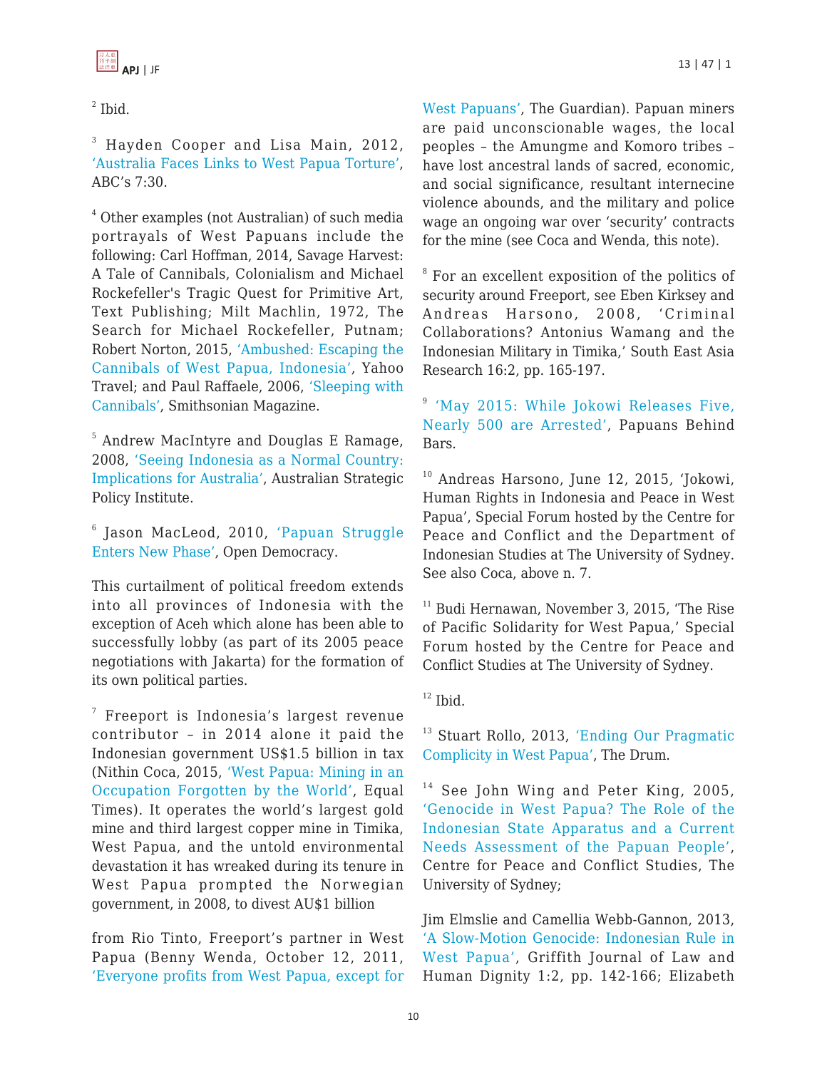[2] Ibid.

[3] Hayden Cooper and Lisa Main, 2012, 'Australia Faces Links to West Papua Torture', ABC's 7:30.

[4] Other examples (not Australian) of such media portrayals of West Papuans include the following: Carl Hoffman, 2014, Savage Harvest: A Tale of Cannibals, Colonialism and Michael Rockefeller's Tragic Quest for Primitive Art, Text Publishing; Milt Machlin, 1972, The Search for Michael Rockefeller, Putnam; Robert Norton, 2015, 'Ambushed: Escaping the Cannibals of West Papua, Indonesia', Yahoo Travel; and Paul Raffaele, 2006, 'Sleeping with Cannibals', Smithsonian Magazine.

[5] Andrew MacIntyre and Douglas E Ramage, 2008, 'Seeing Indonesia as a Normal Country: Implications for Australia', Australian Strategic Policy Institute.

[6] Jason MacLeod, 2010, 'Papuan Struggle Enters New Phase', Open Democracy.

This curtailment of political freedom extends into all provinces of Indonesia with the exception of Aceh which alone has been able to successfully lobby (as part of its 2005 peace negotiations with Jakarta) for the formation of its own political parties.

[7] Freeport is Indonesia's largest revenue contributor – in 2014 alone it paid the Indonesian government US$1.5 billion in tax (Nithin Coca, 2015, 'West Papua: Mining in an Occupation Forgotten by the World', Equal Times). It operates the world's largest gold mine and third largest copper mine in Timika, West Papua, and the untold environmental devastation it has wreaked during its tenure in West Papua prompted the Norwegian government, in 2008, to divest AU$1 billion from Rio Tinto, Freeport's partner in West Papua (Benny Wenda, October 12, 2011, 'Everyone profits from West Papua, except for West Papuans', The Guardian). Papuan miners are paid unconscionable wages, the local peoples – the Amungme and Komoro tribes – have lost ancestral lands of sacred, economic, and social significance, resultant internecine violence abounds, and the military and police wage an ongoing war over 'security' contracts for the mine (see Coca and Wenda, this note).

[8] For an excellent exposition of the politics of security around Freeport, see Eben Kirksey and Andreas Harsono, 2008, 'Criminal Collaborations? Antonius Wamang and the Indonesian Military in Timika,' South East Asia Research 16:2, pp. 165-197.

[9] 'May 2015: While Jokowi Releases Five, Nearly 500 are Arrested', Papuans Behind Bars.

[10] Andreas Harsono, June 12, 2015, 'Jokowi, Human Rights in Indonesia and Peace in West Papua', Special Forum hosted by the Centre for Peace and Conflict and the Department of Indonesian Studies at The University of Sydney. See also Coca, above n. 7.

[11] Budi Hernawan, November 3, 2015, 'The Rise of Pacific Solidarity for West Papua,' Special Forum hosted by the Centre for Peace and Conflict Studies at The University of Sydney.

[12] Ibid.

[13] Stuart Rollo, 2013, 'Ending Our Pragmatic Complicity in West Papua', The Drum.

[14] See John Wing and Peter King, 2005, 'Genocide in West Papua? The Role of the Indonesian State Apparatus and a Current Needs Assessment of the Papuan People', Centre for Peace and Conflict Studies, The University of Sydney;

Jim Elmslie and Camellia Webb-Gannon, 2013, 'A Slow-Motion Genocide: Indonesian Rule in West Papua', Griffith Journal of Law and Human Dignity 1:2, pp. 142-166; Elizabeth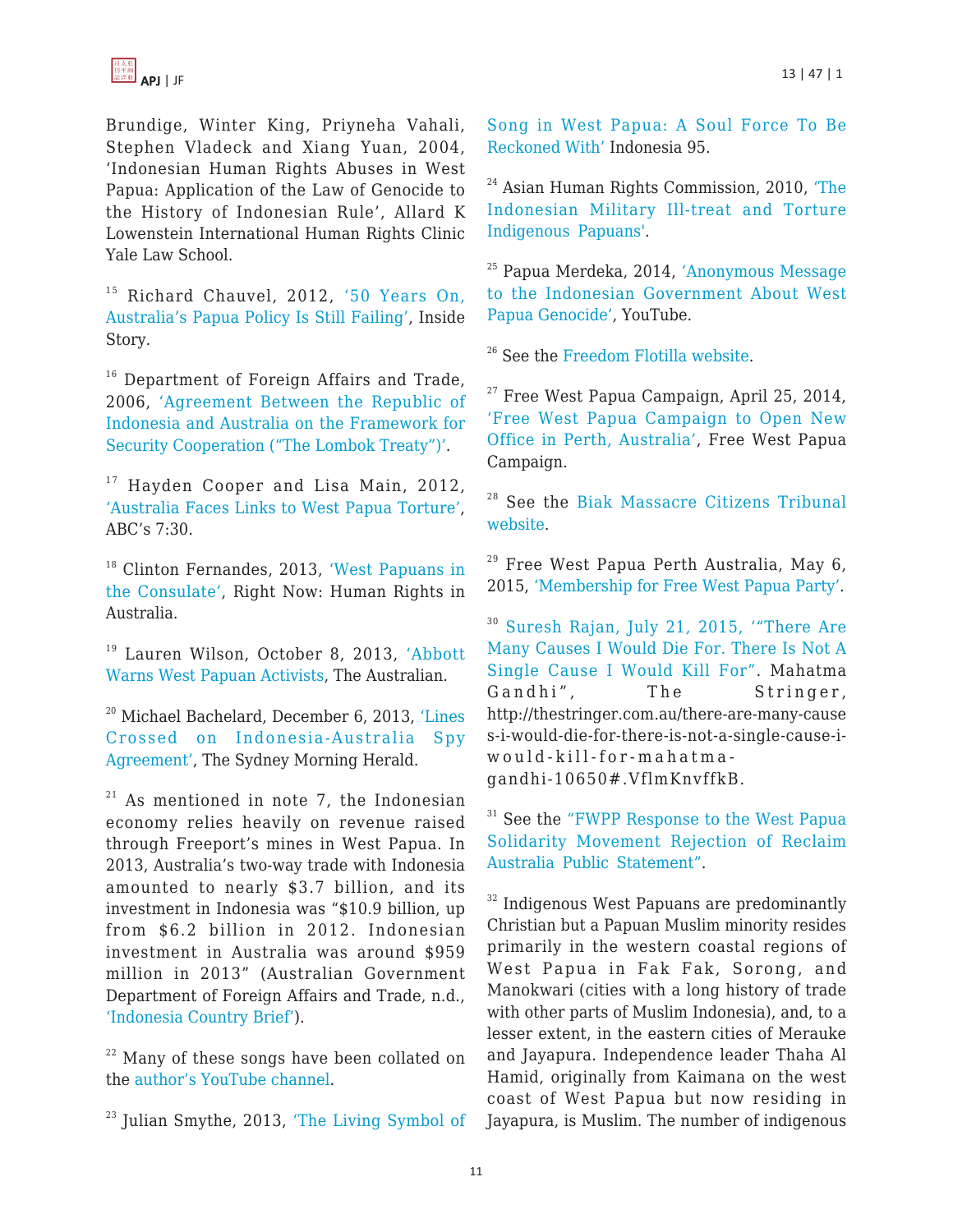Brundige, Winter King, Priyneha Vahali, Stephen Vladeck and Xiang Yuan, 2004, 'Indonesian Human Rights Abuses in West Papua: Application of the Law of Genocide to the History of Indonesian Rule', Allard K Lowenstein International Human Rights Clinic Yale Law School.

[15] Richard Chauvel, 2012, '50 Years On, Australia's Papua Policy Is Still Failing', Inside Story.

[16] Department of Foreign Affairs and Trade, 2006, 'Agreement Between the Republic of Indonesia and Australia on the Framework for Security Cooperation ("The Lombok Treaty")'.

[17] Hayden Cooper and Lisa Main, 2012, 'Australia Faces Links to West Papua Torture', ABC's 7:30.

[18] Clinton Fernandes, 2013, 'West Papuans in the Consulate', Right Now: Human Rights in Australia.

[19] Lauren Wilson, October 8, 2013, 'Abbott Warns West Papuan Activists, The Australian.

[20] Michael Bachelard, December 6, 2013, 'Lines Crossed on Indonesia-Australia Spy Agreement', The Sydney Morning Herald.

[21] As mentioned in note 7, the Indonesian economy relies heavily on revenue raised through Freeport's mines in West Papua. In 2013, Australia's two-way trade with Indonesia amounted to nearly $3.7 billion, and its investment in Indonesia was "$10.9 billion, up from $6.2 billion in 2012. Indonesian investment in Australia was around $959 million in 2013" (Australian Government Department of Foreign Affairs and Trade, n.d., 'Indonesia Country Brief').

[22] Many of these songs have been collated on the author's YouTube channel.

[23] Julian Smythe, 2013, 'The Living Symbol of Song in West Papua: A Soul Force To Be Reckoned With' Indonesia 95.

[24] Asian Human Rights Commission, 2010, 'The Indonesian Military Ill-treat and Torture Indigenous Papuans'.

[25] Papua Merdeka, 2014, 'Anonymous Message to the Indonesian Government About West Papua Genocide', YouTube.

[26] See the Freedom Flotilla website.

[27] Free West Papua Campaign, April 25, 2014, 'Free West Papua Campaign to Open New Office in Perth, Australia', Free West Papua Campaign.

[28] See the Biak Massacre Citizens Tribunal website.

[29] Free West Papua Perth Australia, May 6, 2015, 'Membership for Free West Papua Party'.

[30] Suresh Rajan, July 21, 2015, '"There Are Many Causes I Would Die For. There Is Not A Single Cause I Would Kill For". Mahatma Gandhi", The Stringer, http://thestringer.com.au/there-are-many-causes-i-would-die-for-there-is-not-a-single-cause-i-would-kill-for-mahatma-gandhi-10650#.VflmKnvffkB.

[31] See the "FWPP Response to the West Papua Solidarity Movement Rejection of Reclaim Australia Public Statement".

[32] Indigenous West Papuans are predominantly Christian but a Papuan Muslim minority resides primarily in the western coastal regions of West Papua in Fak Fak, Sorong, and Manokwari (cities with a long history of trade with other parts of Muslim Indonesia), and, to a lesser extent, in the eastern cities of Merauke and Jayapura. Independence leader Thaha Al Hamid, originally from Kaimana on the west coast of West Papua but now residing in Jayapura, is Muslim. The number of indigenous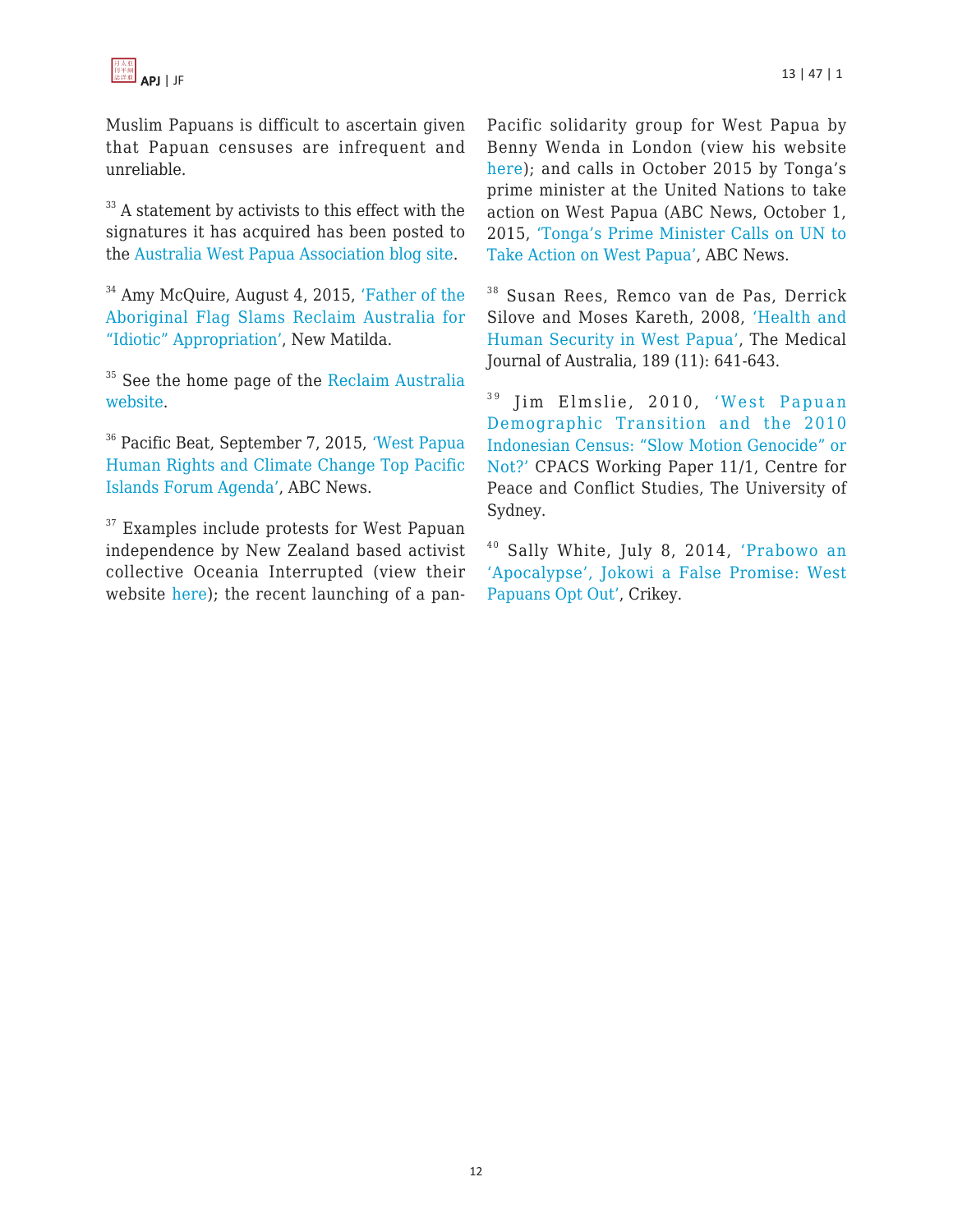Muslim Papuans is difficult to ascertain given that Papuan censuses are infrequent and unreliable.

[33] A statement by activists to this effect with the signatures it has acquired has been posted to the Australia West Papua Association blog site.

[34] Amy McQuire, August 4, 2015, 'Father of the Aboriginal Flag Slams Reclaim Australia for "Idiotic" Appropriation', New Matilda.

[35] See the home page of the Reclaim Australia website.

[36] Pacific Beat, September 7, 2015, 'West Papua Human Rights and Climate Change Top Pacific Islands Forum Agenda', ABC News.

[37] Examples include protests for West Papuan independence by New Zealand based activist collective Oceania Interrupted (view their website here); the recent launching of a pan-Pacific solidarity group for West Papua by Benny Wenda in London (view his website here); and calls in October 2015 by Tonga's prime minister at the United Nations to take action on West Papua (ABC News, October 1, 2015, 'Tonga's Prime Minister Calls on UN to Take Action on West Papua', ABC News.

[38] Susan Rees, Remco van de Pas, Derrick Silove and Moses Kareth, 2008, 'Health and Human Security in West Papua', The Medical Journal of Australia, 189 (11): 641-643.

[39] Jim Elmslie, 2010, 'West Papuan Demographic Transition and the 2010 Indonesian Census: "Slow Motion Genocide" or Not?' CPACS Working Paper 11/1, Centre for Peace and Conflict Studies, The University of Sydney.

[40] Sally White, July 8, 2014, 'Prabowo an 'Apocalypse', Jokowi a False Promise: West Papuans Opt Out', Crikey.